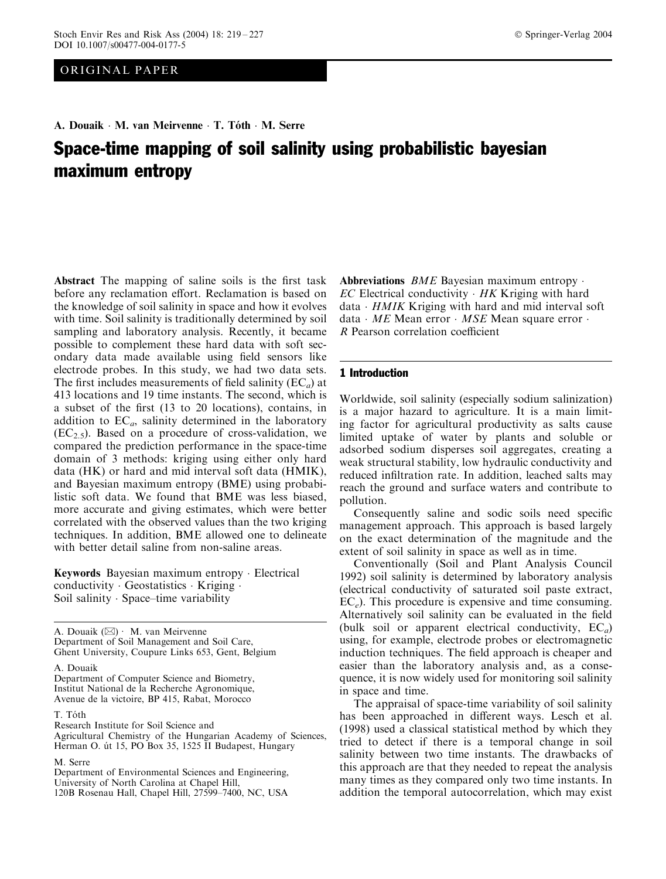ORIGINAL PAPER

A. Douaik · M. van Meirvenne · T. Tóth · M. Serre

# Space-time mapping of soil salinity using probabilistic bayesian maximum entropy

**Abstract** The mapping of saline soils is the first task before any reclamation effort. Reclamation is based on the knowledge of soil salinity in space and how it evolves with time. Soil salinity is traditionally determined by soil sampling and laboratory analysis. Recently, it became possible to complement these hard data with soft secondary data made available using field sensors like electrode probes. In this study, we had two data sets. The first includes measurements of field salinity ($EC_a$) at 413 locations and 19 time instants. The second, which is a subset of the first (13 to 20 locations), contains, in addition to $EC_a$, salinity determined in the laboratory ($EC_{2.5}$). Based on a procedure of cross-validation, we compared the prediction performance in the space-time domain of 3 methods: kriging using either only hard data (HK) or hard and mid interval soft data (HMIK), and Bayesian maximum entropy (BME) using probabilistic soft data. We found that BME was less biased, more accurate and giving estimates, which were better correlated with the observed values than the two kriging techniques. In addition, BME allowed one to delineate with better detail saline from non-saline areas.

**Keywords** Bayesian maximum entropy · Electrical conductivity · Geostatistics · Kriging · Soil salinity · Space–time variability

A. Douaik (✉) · M. van Meirvenne
Department of Soil Management and Soil Care,
Ghent University, Coupure Links 653, Gent, Belgium

A. Douaik
Department of Computer Science and Biometry,
Institut National de la Recherche Agronomique,
Avenue de la victoire, BP 415, Rabat, Morocco

T. Tóth
Research Institute for Soil Science and
Agricultural Chemistry of the Hungarian Academy of Sciences,
Herman O. út 15, PO Box 35, 1525 II Budapest, Hungary

M. Serre
Department of Environmental Sciences and Engineering,
University of North Carolina at Chapel Hill,
120B Rosenau Hall, Chapel Hill, 27599–7400, NC, USA

**Abbreviations** *BME* Bayesian maximum entropy · *EC* Electrical conductivity · *HK* Kriging with hard data · *HMIK* Kriging with hard and mid interval soft data · *ME* Mean error · *MSE* Mean square error · *R* Pearson correlation coefficient

## 1 Introduction

Worldwide, soil salinity (especially sodium salinization) is a major hazard to agriculture. It is a main limiting factor for agricultural productivity as salts cause limited uptake of water by plants and soluble or adsorbed sodium disperses soil aggregates, creating a weak structural stability, low hydraulic conductivity and reduced infiltration rate. In addition, leached salts may reach the ground and surface waters and contribute to pollution.

Consequently saline and sodic soils need specific management approach. This approach is based largely on the exact determination of the magnitude and the extent of soil salinity in space as well as in time.

Conventionally (Soil and Plant Analysis Council 1992) soil salinity is determined by laboratory analysis (electrical conductivity of saturated soil paste extract, $EC_e$). This procedure is expensive and time consuming. Alternatively soil salinity can be evaluated in the field (bulk soil or apparent electrical conductivity, $EC_a$) using, for example, electrode probes or electromagnetic induction techniques. The field approach is cheaper and easier than the laboratory analysis and, as a consequence, it is now widely used for monitoring soil salinity in space and time.

The appraisal of space-time variability of soil salinity has been approached in different ways. Lesch et al. (1998) used a classical statistical method by which they tried to detect if there is a temporal change in soil salinity between two time instants. The drawbacks of this approach are that they needed to repeat the analysis many times as they compared only two time instants. In addition the temporal autocorrelation, which may exist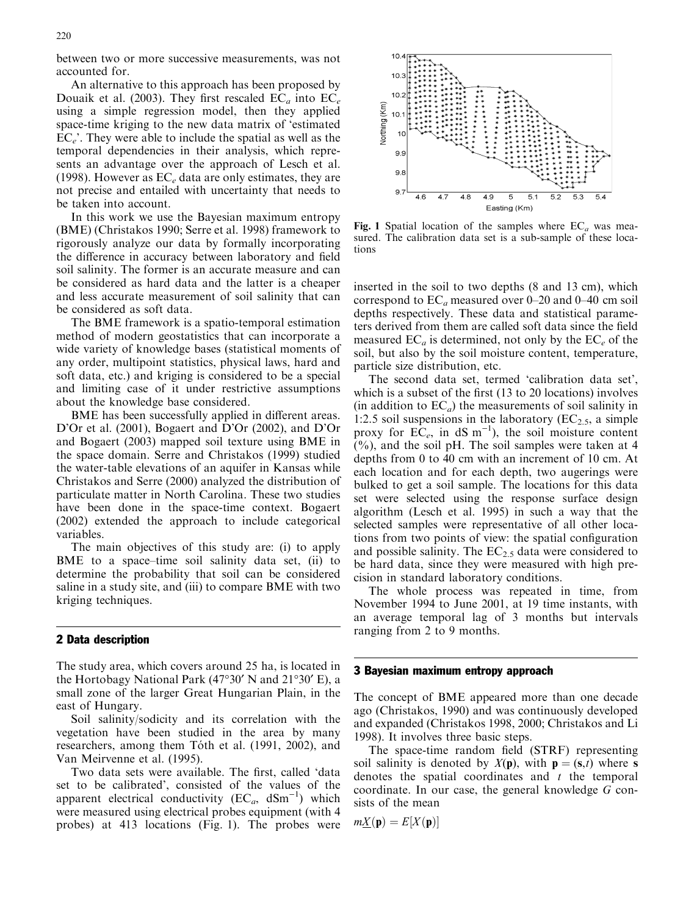between two or more successive measurements, was not accounted for.

An alternative to this approach has been proposed by Douaik et al. (2003). They first rescaled $EC_a$ into $EC_e$ using a simple regression model, then they applied space-time kriging to the new data matrix of 'estimated $EC_e$'. They were able to include the spatial as well as the temporal dependencies in their analysis, which represents an advantage over the approach of Lesch et al. (1998). However as $EC_e$ data are only estimates, they are not precise and entailed with uncertainty that needs to be taken into account.

In this work we use the Bayesian maximum entropy (BME) (Christakos 1990; Serre et al. 1998) framework to rigorously analyze our data by formally incorporating the difference in accuracy between laboratory and field soil salinity. The former is an accurate measure and can be considered as hard data and the latter is a cheaper and less accurate measurement of soil salinity that can be considered as soft data.

The BME framework is a spatio-temporal estimation method of modern geostatistics that can incorporate a wide variety of knowledge bases (statistical moments of any order, multipoint statistics, physical laws, hard and soft data, etc.) and kriging is considered to be a special and limiting case of it under restrictive assumptions about the knowledge base considered.

BME has been successfully applied in different areas. D'Or et al. (2001), Bogaert and D'Or (2002), and D'Or and Bogaert (2003) mapped soil texture using BME in the space domain. Serre and Christakos (1999) studied the water-table elevations of an aquifer in Kansas while Christakos and Serre (2000) analyzed the distribution of particulate matter in North Carolina. These two studies have been done in the space-time context. Bogaert (2002) extended the approach to include categorical variables.

The main objectives of this study are: (i) to apply BME to a space–time soil salinity data set, (ii) to determine the probability that soil can be considered saline in a study site, and (iii) to compare BME with two kriging techniques.

## 2 Data description

The study area, which covers around 25 ha, is located in the Hortobagy National Park (47°30′ N and 21°30′ E), a small zone of the larger Great Hungarian Plain, in the east of Hungary.

Soil salinity/sodicity and its correlation with the vegetation have been studied in the area by many researchers, among them Tóth et al. (1991, 2002), and Van Meirvenne et al. (1995).

Two data sets were available. The first, called 'data set to be calibrated', consisted of the values of the apparent electrical conductivity ($EC_a$, $dSm^{-1}$) which were measured using electrical probes equipment (with 4 probes) at 413 locations (Fig. 1). The probes were inserted in the soil to two depths (8 and 13 cm), which correspond to $EC_a$ measured over 0–20 and 0–40 cm soil depths respectively. These data and statistical parameters derived from them are called soft data since the field measured $EC_a$ is determined, not only by the $EC_e$ of the soil, but also by the soil moisture content, temperature, particle size distribution, etc.

**Fig. 1** Spatial location of the samples where $EC_a$ was measured. The calibration data set is a sub-sample of these locations

The second data set, termed 'calibration data set', which is a subset of the first (13 to 20 locations) involves (in addition to $EC_a$) the measurements of soil salinity in 1:2.5 soil suspensions in the laboratory ($EC_{2.5}$, a simple proxy for $EC_e$, in dS $m^{-1}$), the soil moisture content (%), and the soil pH. The soil samples were taken at 4 depths from 0 to 40 cm with an increment of 10 cm. At each location and for each depth, two augerings were bulked to get a soil sample. The locations for this data set were selected using the response surface design algorithm (Lesch et al. 1995) in such a way that the selected samples were representative of all other locations from two points of view: the spatial configuration and possible salinity. The $EC_{2.5}$ data were considered to be hard data, since they were measured with high precision in standard laboratory conditions.

The whole process was repeated in time, from November 1994 to June 2001, at 19 time instants, with an average temporal lag of 3 months but intervals ranging from 2 to 9 months.

## 3 Bayesian maximum entropy approach

The concept of BME appeared more than one decade ago (Christakos, 1990) and was continuously developed and expanded (Christakos 1998, 2000; Christakos and Li 1998). It involves three basic steps.

The space-time random field (STRF) representing soil salinity is denoted by $X(\mathbf{p})$, with $\mathbf{p} = (\mathbf{s}, t)$ where $\mathbf{s}$ denotes the spatial coordinates and $t$ the temporal coordinate. In our case, the general knowledge $G$ consists of the mean

$$m\underline{X}(\mathbf{p}) = E[X(\mathbf{p})]$$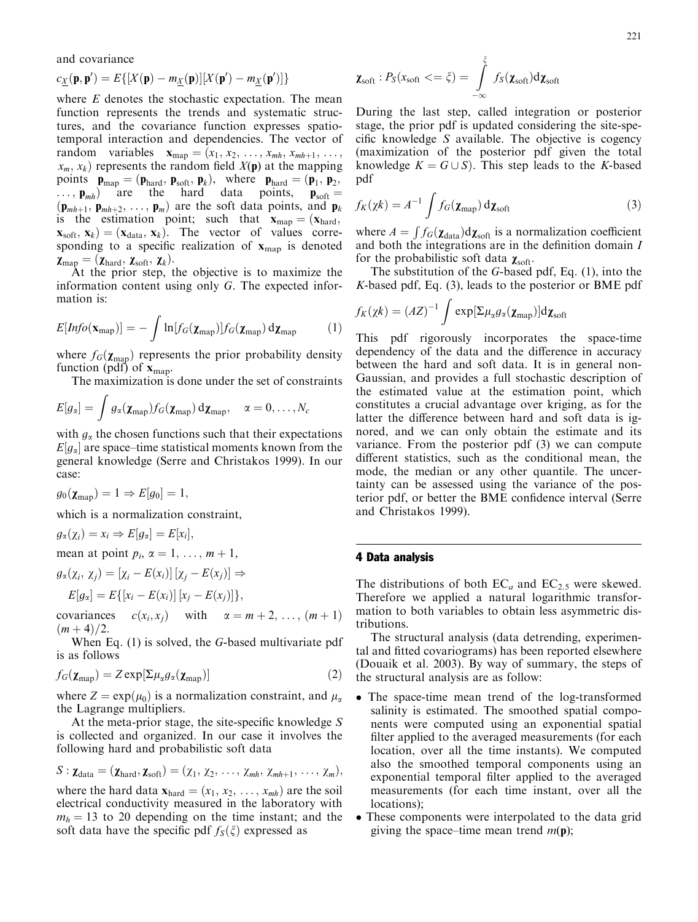and covariance

$$c_{\underline{X}}(\mathbf{p},\mathbf{p}') = E\{[X(\mathbf{p}) - m_{\underline{X}}(\mathbf{p})][X(\mathbf{p}') - m_{\underline{X}}(\mathbf{p}')]\}$$

where $E$ denotes the stochastic expectation. The mean function represents the trends and systematic structures, and the covariance function expresses spatiotemporal interaction and dependencies. The vector of random variables $\mathbf{x}_{\text{map}} = (x_1, x_2, \ldots, x_{mh}, x_{mh+1}, \ldots, x_m, x_k)$ represents the random field $X(\mathbf{p})$ at the mapping points $\mathbf{p}_{\text{map}} = (\mathbf{p}_{\text{hard}}, \mathbf{p}_{\text{soft}}, \mathbf{p}_k)$, where $\mathbf{p}_{\text{hard}} = (\mathbf{p}_1, \mathbf{p}_2, \ldots, \mathbf{p}_{mh})$ are the hard data points, $\mathbf{p}_{\text{soft}} = (\mathbf{p}_{mh+1}, \mathbf{p}_{mh+2}, \ldots, \mathbf{p}_m)$ are the soft data points, and $\mathbf{p}_k$ is the estimation point; such that $\mathbf{x}_{\text{map}} = (\mathbf{x}_{\text{hard}}, \mathbf{x}_{\text{soft}}, \mathbf{x}_k) = (\mathbf{x}_{\text{data}}, \mathbf{x}_k)$. The vector of values corresponding to a specific realization of $\mathbf{x}_{\text{map}}$ is denoted $\boldsymbol{\chi}_{\text{map}} = (\boldsymbol{\chi}_{\text{hard}}, \boldsymbol{\chi}_{\text{soft}}, \boldsymbol{\chi}_k)$.

At the prior step, the objective is to maximize the information content using only $G$. The expected information is:

$$E[Info(\mathbf{x}_{\text{map}})] = -\int \ln[f_G(\boldsymbol{\chi}_{\text{map}})] f_G(\boldsymbol{\chi}_{\text{map}})\, d\boldsymbol{\chi}_{\text{map}} \tag{1}$$

where $f_G(\boldsymbol{\chi}_{\text{map}})$ represents the prior probability density function (pdf) of $\mathbf{x}_{\text{map}}$.

The maximization is done under the set of constraints

$$E[g_\alpha] = \int g_\alpha(\boldsymbol{\chi}_{\text{map}}) f_G(\boldsymbol{\chi}_{\text{map}})\, d\boldsymbol{\chi}_{\text{map}}, \quad \alpha = 0, \ldots, N_c$$

with $g_\alpha$ the chosen functions such that their expectations $E[g_\alpha]$ are space–time statistical moments known from the general knowledge (Serre and Christakos 1999). In our case:

$$g_0(\boldsymbol{\chi}_{\text{map}}) = 1 \Rightarrow E[g_0] = 1,$$

which is a normalization constraint,

$$g_\alpha(\chi_i) = x_i \Rightarrow E[g_\alpha] = E[x_i],$$

mean at point $p_i$, $\alpha = 1, \ldots, m+1$,

$$g_\alpha(\chi_i, \chi_j) = [\chi_i - E(x_i)]\,[\chi_j - E(x_j)] \Rightarrow$$

$$E[g_\alpha] = E\{[x_i - E(x_i)]\,[x_j - E(x_j)]\},$$

covariances $c(x_i, x_j)$ with $\alpha = m+2, \ldots, (m+1)(m+4)/2$.

When Eq. (1) is solved, the $G$-based multivariate pdf is as follows

$$f_G(\boldsymbol{\chi}_{\text{map}}) = Z \exp[\Sigma \mu_\alpha g_\alpha(\boldsymbol{\chi}_{\text{map}})] \tag{2}$$

where $Z = \exp(\mu_0)$ is a normalization constraint, and $\mu_\alpha$ the Lagrange multipliers.

At the meta-prior stage, the site-specific knowledge $S$ is collected and organized. In our case it involves the following hard and probabilistic soft data

$$S : \boldsymbol{\chi}_{\text{data}} = (\boldsymbol{\chi}_{\text{hard}}, \boldsymbol{\chi}_{\text{soft}}) = (\chi_1, \chi_2, \ldots, \chi_{mh}, \chi_{mh+1}, \ldots, \chi_m),$$

where the hard data $\mathbf{x}_{\text{hard}} = (x_1, x_2, \ldots, x_{mh})$ are the soil electrical conductivity measured in the laboratory with $m_h = 13$ to 20 depending on the time instant; and the soft data have the specific pdf $f_S(\xi)$ expressed as

$$\boldsymbol{\chi}_{\text{soft}} : P_S(x_{\text{soft}} <= \xi) = \int_{-\infty}^{\xi} f_S(\boldsymbol{\chi}_{\text{soft}}) d\boldsymbol{\chi}_{\text{soft}}$$

During the last step, called integration or posterior stage, the prior pdf is updated considering the site-specific knowledge $S$ available. The objective is cogency (maximization of the posterior pdf given the total knowledge $K = G \cup S$). This step leads to the $K$-based pdf

$$f_K(\chi k) = A^{-1} \int f_G(\boldsymbol{\chi}_{\text{map}})\, d\boldsymbol{\chi}_{\text{soft}} \tag{3}$$

where $A = \int f_G(\boldsymbol{\chi}_{\text{data}}) d\boldsymbol{\chi}_{\text{soft}}$ is a normalization coefficient and both the integrations are in the definition domain $I$ for the probabilistic soft data $\boldsymbol{\chi}_{\text{soft}}$.

The substitution of the $G$-based pdf, Eq. (1), into the $K$-based pdf, Eq. (3), leads to the posterior or BME pdf

$$f_K(\chi k) = (AZ)^{-1} \int \exp[\Sigma \mu_\alpha g_\alpha(\boldsymbol{\chi}_{\text{map}})] d\boldsymbol{\chi}_{\text{soft}}$$

This pdf rigorously incorporates the space-time dependency of the data and the difference in accuracy between the hard and soft data. It is in general non-Gaussian, and provides a full stochastic description of the estimated value at the estimation point, which constitutes a crucial advantage over kriging, as for the latter the difference between hard and soft data is ignored, and we can only obtain the estimate and its variance. From the posterior pdf (3) we can compute different statistics, such as the conditional mean, the mode, the median or any other quantile. The uncertainty can be assessed using the variance of the posterior pdf, or better the BME confidence interval (Serre and Christakos 1999).

## 4 Data analysis

The distributions of both $EC_a$ and $EC_{2.5}$ were skewed. Therefore we applied a natural logarithmic transformation to both variables to obtain less asymmetric distributions.

The structural analysis (data detrending, experimental and fitted covariograms) has been reported elsewhere (Douaik et al. 2003). By way of summary, the steps of the structural analysis are as follow:

- The space-time mean trend of the log-transformed salinity is estimated. The smoothed spatial components were computed using an exponential spatial filter applied to the averaged measurements (for each location, over all the time instants). We computed also the smoothed temporal components using an exponential temporal filter applied to the averaged measurements (for each time instant, over all the locations);
- These components were interpolated to the data grid giving the space–time mean trend $m(\mathbf{p})$;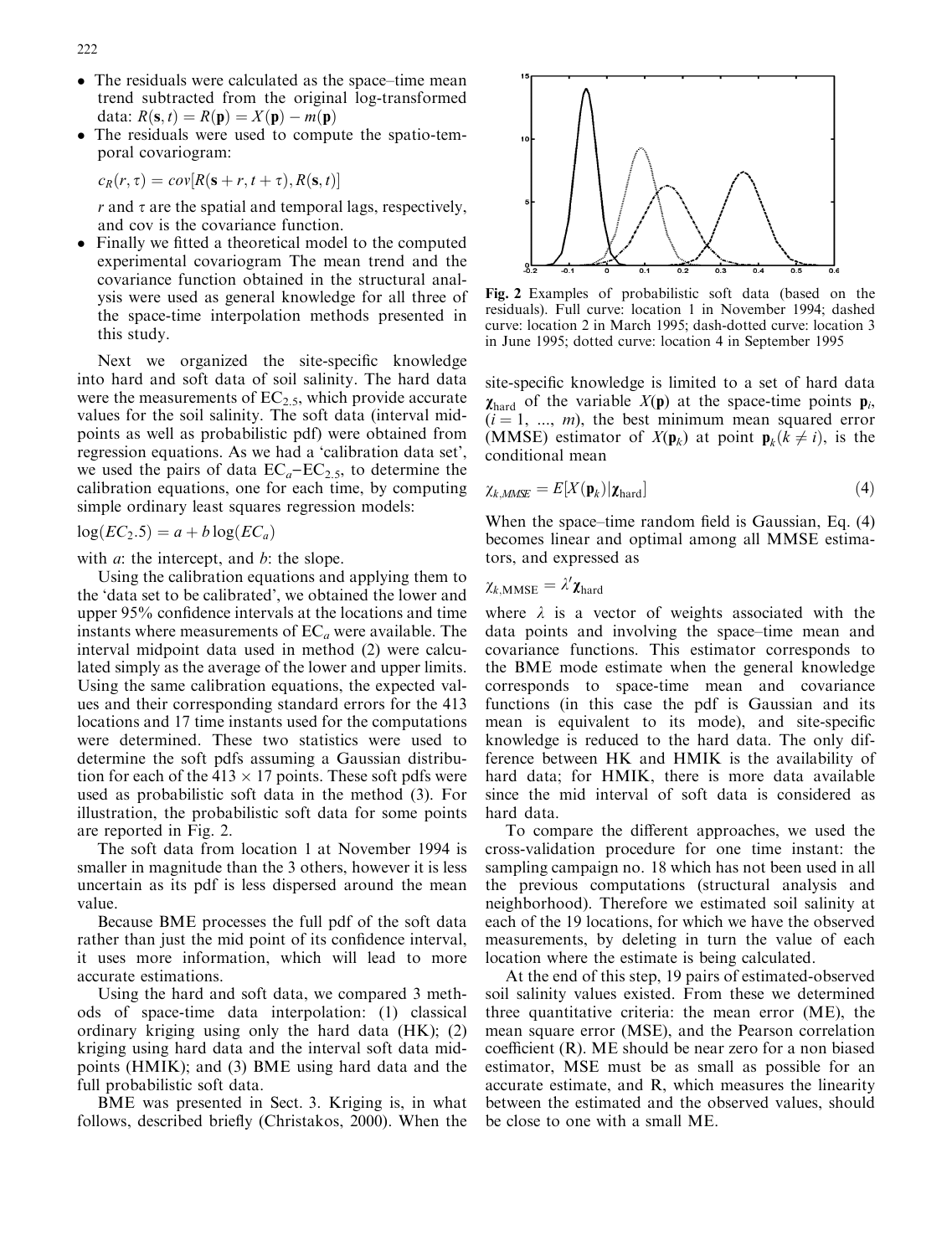- The residuals were calculated as the space–time mean trend subtracted from the original log-transformed data: $R(\mathbf{s}, t) = R(\mathbf{p}) = X(\mathbf{p}) - m(\mathbf{p})$
- The residuals were used to compute the spatio-temporal covariogram:

  $c_R(r, \tau) = cov[R(\mathbf{s} + r, t + \tau), R(\mathbf{s}, t)]$

  $r$ and $\tau$ are the spatial and temporal lags, respectively, and cov is the covariance function.
- Finally we fitted a theoretical model to the computed experimental covariogram The mean trend and the covariance function obtained in the structural analysis were used as general knowledge for all three of the space-time interpolation methods presented in this study.

Next we organized the site-specific knowledge into hard and soft data of soil salinity. The hard data were the measurements of $EC_{2.5}$, which provide accurate values for the soil salinity. The soft data (interval midpoints as well as probabilistic pdf) were obtained from regression equations. As we had a 'calibration data set', we used the pairs of data $EC_a$–$EC_{2.5}$, to determine the calibration equations, one for each time, by computing simple ordinary least squares regression models:

$\log(EC_2.5) = a + b\log(EC_a)$

with $a$: the intercept, and $b$: the slope.

Using the calibration equations and applying them to the 'data set to be calibrated', we obtained the lower and upper 95% confidence intervals at the locations and time instants where measurements of $EC_a$ were available. The interval midpoint data used in method (2) were calculated simply as the average of the lower and upper limits. Using the same calibration equations, the expected values and their corresponding standard errors for the 413 locations and 17 time instants used for the computations were determined. These two statistics were used to determine the soft pdfs assuming a Gaussian distribution for each of the $413 \times 17$ points. These soft pdfs were used as probabilistic soft data in the method (3). For illustration, the probabilistic soft data for some points are reported in Fig. 2.

The soft data from location 1 at November 1994 is smaller in magnitude than the 3 others, however it is less uncertain as its pdf is less dispersed around the mean value.

Because BME processes the full pdf of the soft data rather than just the mid point of its confidence interval, it uses more information, which will lead to more accurate estimations.

Using the hard and soft data, we compared 3 methods of space-time data interpolation: (1) classical ordinary kriging using only the hard data (HK); (2) kriging using hard data and the interval soft data midpoints (HMIK); and (3) BME using hard data and the full probabilistic soft data.

BME was presented in Sect. 3. Kriging is, in what follows, described briefly (Christakos, 2000). When the site-specific knowledge is limited to a set of hard data $\boldsymbol{\chi}_{\text{hard}}$ of the variable $X(\mathbf{p})$ at the space-time points $\mathbf{p}_i$, $(i = 1, \ldots, m)$, the best minimum mean squared error (MMSE) estimator of $X(\mathbf{p}_k)$ at point $\mathbf{p}_k (k \neq i)$, is the conditional mean

$$\chi_{k,MMSE} = E[X(\mathbf{p}_k)|\boldsymbol{\chi}_{\text{hard}}] \tag{4}$$

When the space–time random field is Gaussian, Eq. (4) becomes linear and optimal among all MMSE estimators, and expressed as

$$\chi_{k,\text{MMSE}} = \lambda' \boldsymbol{\chi}_{\text{hard}}$$

where $\lambda$ is a vector of weights associated with the data points and involving the space–time mean and covariance functions. This estimator corresponds to the BME mode estimate when the general knowledge corresponds to space-time mean and covariance functions (in this case the pdf is Gaussian and its mean is equivalent to its mode), and site-specific knowledge is reduced to the hard data. The only difference between HK and HMIK is the availability of hard data; for HMIK, there is more data available since the mid interval of soft data is considered as hard data.

To compare the different approaches, we used the cross-validation procedure for one time instant: the sampling campaign no. 18 which has not been used in all the previous computations (structural analysis and neighborhood). Therefore we estimated soil salinity at each of the 19 locations, for which we have the observed measurements, by deleting in turn the value of each location where the estimate is being calculated.

At the end of this step, 19 pairs of estimated-observed soil salinity values existed. From these we determined three quantitative criteria: the mean error (ME), the mean square error (MSE), and the Pearson correlation coefficient (R). ME should be near zero for a non biased estimator, MSE must be as small as possible for an accurate estimate, and R, which measures the linearity between the estimated and the observed values, should be close to one with a small ME.

**Fig. 2** Examples of probabilistic soft data (based on the residuals). Full curve: location 1 in November 1994; dashed curve: location 2 in March 1995; dash-dotted curve: location 3 in June 1995; dotted curve: location 4 in September 1995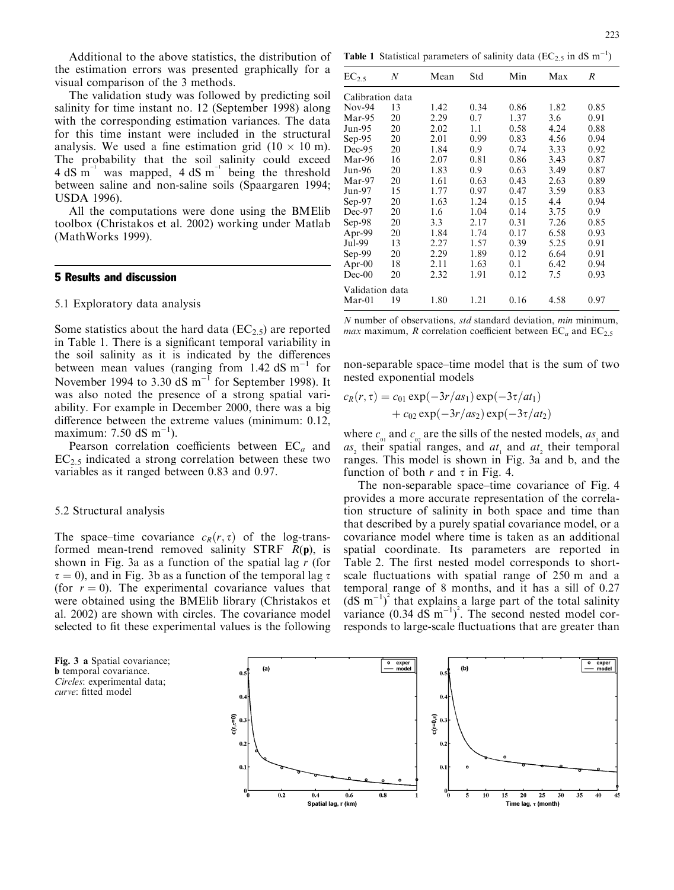Additional to the above statistics, the distribution of the estimation errors was presented graphically for a visual comparison of the 3 methods.

The validation study was followed by predicting soil salinity for time instant no. 12 (September 1998) along with the corresponding estimation variances. The data for this time instant were included in the structural analysis. We used a fine estimation grid (10 × 10 m). The probability that the soil salinity could exceed 4 dS $m^{-1}$ was mapped, 4 dS $m^{-1}$ being the threshold between saline and non-saline soils (Spaargaren 1994; USDA 1996).

All the computations were done using the BMElib toolbox (Christakos et al. 2002) working under Matlab (MathWorks 1999).

## 5 Results and discussion

### 5.1 Exploratory data analysis

Some statistics about the hard data ($EC_{2.5}$) are reported in Table 1. There is a significant temporal variability in the soil salinity as it is indicated by the differences between mean values (ranging from 1.42 dS $m^{-1}$ for November 1994 to 3.30 dS $m^{-1}$ for September 1998). It was also noted the presence of a strong spatial variability. For example in December 2000, there was a big difference between the extreme values (minimum: 0.12, maximum: 7.50 dS $m^{-1}$).

Pearson correlation coefficients between $EC_a$ and $EC_{2.5}$ indicated a strong correlation between these two variables as it ranged between 0.83 and 0.97.

**Table 1** Statistical parameters of salinity data ($EC_{2.5}$ in dS $m^{-1}$)

| $EC_{2.5}$ | $N$ | Mean | Std | Min | Max | $R$ |
|---|---|---|---|---|---|---|
| Calibration data | | | | | | |
| Nov-94 | 13 | 1.42 | 0.34 | 0.86 | 1.82 | 0.85 |
| Mar-95 | 20 | 2.29 | 0.7 | 1.37 | 3.6 | 0.91 |
| Jun-95 | 20 | 2.02 | 1.1 | 0.58 | 4.24 | 0.88 |
| Sep-95 | 20 | 2.01 | 0.99 | 0.83 | 4.56 | 0.94 |
| Dec-95 | 20 | 1.84 | 0.9 | 0.74 | 3.33 | 0.92 |
| Mar-96 | 16 | 2.07 | 0.81 | 0.86 | 3.43 | 0.87 |
| Jun-96 | 20 | 1.83 | 0.9 | 0.63 | 3.49 | 0.87 |
| Mar-97 | 20 | 1.61 | 0.63 | 0.43 | 2.63 | 0.89 |
| Jun-97 | 15 | 1.77 | 0.97 | 0.47 | 3.59 | 0.83 |
| Sep-97 | 20 | 1.63 | 1.24 | 0.15 | 4.4 | 0.94 |
| Dec-97 | 20 | 1.6 | 1.04 | 0.14 | 3.75 | 0.9 |
| Sep-98 | 20 | 3.3 | 2.17 | 0.31 | 7.26 | 0.85 |
| Apr-99 | 20 | 1.84 | 1.74 | 0.17 | 6.58 | 0.93 |
| Jul-99 | 13 | 2.27 | 1.57 | 0.39 | 5.25 | 0.91 |
| Sep-99 | 20 | 2.29 | 1.89 | 0.12 | 6.64 | 0.91 |
| Apr-00 | 18 | 2.11 | 1.63 | 0.1 | 6.42 | 0.94 |
| Dec-00 | 20 | 2.32 | 1.91 | 0.12 | 7.5 | 0.93 |
| Validation data | | | | | | |
| Mar-01 | 19 | 1.80 | 1.21 | 0.16 | 4.58 | 0.97 |

*N* number of observations, *std* standard deviation, *min* minimum, *max* maximum, *R* correlation coefficient between $EC_a$ and $EC_{2.5}$

### 5.2 Structural analysis

The space–time covariance $c_R(r,\tau)$ of the log-transformed mean-trend removed salinity STRF $R(\mathbf{p})$, is shown in Fig. 3a as a function of the spatial lag $r$ (for $\tau = 0$), and in Fig. 3b as a function of the temporal lag $\tau$ (for $r = 0$). The experimental covariance values that were obtained using the BMElib library (Christakos et al. 2002) are shown with circles. The covariance model selected to fit these experimental values is the following non-separable space–time model that is the sum of two nested exponential models

$$c_R(r,\tau) = c_{01}\exp(-3r/as_1)\exp(-3\tau/at_1) + c_{02}\exp(-3r/as_2)\exp(-3\tau/at_2)$$

where $c_{01}$ and $c_{02}$ are the sills of the nested models, $as_1$ and $as_2$ their spatial ranges, and $at_1$ and $at_2$ their temporal ranges. This model is shown in Fig. 3a and b, and the function of both $r$ and $\tau$ in Fig. 4.

The non-separable space–time covariance of Fig. 4 provides a more accurate representation of the correlation structure of salinity in both space and time than that described by a purely spatial covariance model, or a covariance model where time is taken as an additional spatial coordinate. Its parameters are reported in Table 2. The first nested model corresponds to short-scale fluctuations with spatial range of 250 m and a temporal range of 8 months, and it has a sill of 0.27 $(\text{dS m}^{-1})^2$ that explains a large part of the total salinity variance $(0.34 \text{ dS m}^{-1})^2$. The second nested model corresponds to large-scale fluctuations that are greater than

**Fig. 3 a** Spatial covariance; **b** temporal covariance. *Circles*: experimental data; *curve*: fitted model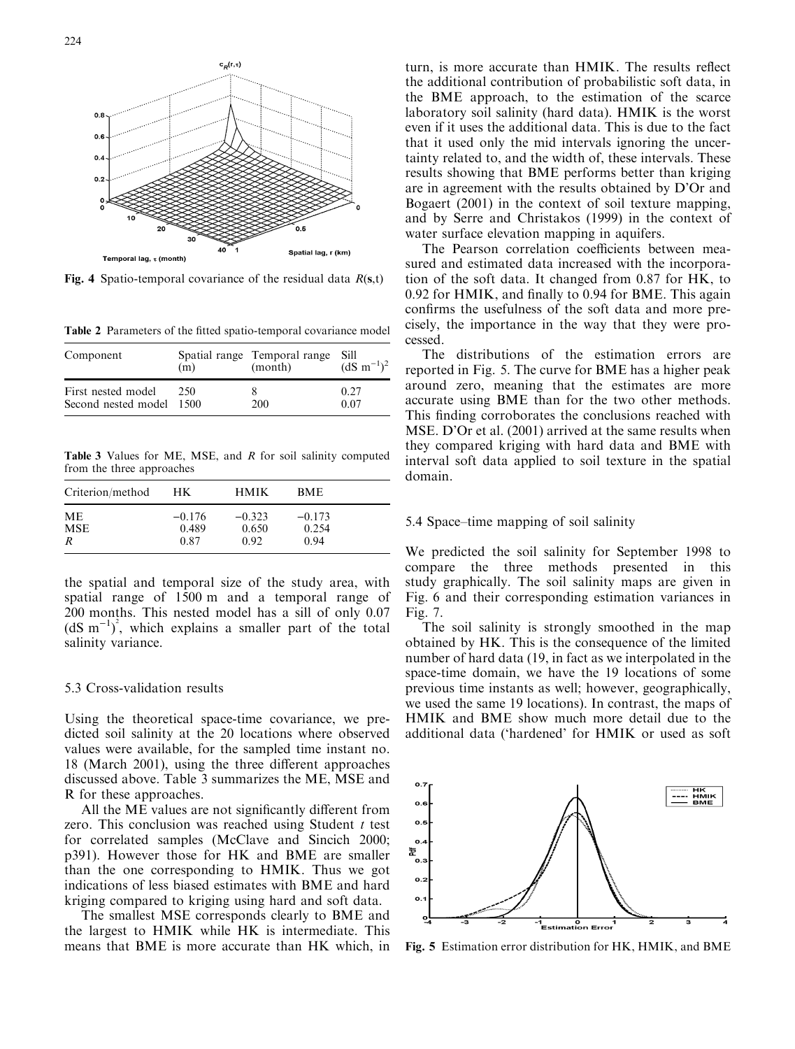Fig. 4 Spatio-temporal covariance of the residual data $R(\mathbf{s},t)$

Table 2 Parameters of the fitted spatio-temporal covariance model

| Component | Spatial range (m) | Temporal range (month) | Sill $(\mathrm{dS\ m^{-1}})^2$ |
|---|---|---|---|
| First nested model | 250 | 8 | 0.27 |
| Second nested model | 1500 | 200 | 0.07 |

Table 3 Values for ME, MSE, and $R$ for soil salinity computed from the three approaches

| Criterion/method | HK | HMIK | BME |
|---|---|---|---|
| ME | −0.176 | −0.323 | −0.173 |
| MSE | 0.489 | 0.650 | 0.254 |
| $R$ | 0.87 | 0.92 | 0.94 |

the spatial and temporal size of the study area, with spatial range of 1500 m and a temporal range of 200 months. This nested model has a sill of only 0.07 $(\mathrm{dS\ m^{-1}})^2$, which explains a smaller part of the total salinity variance.

### 5.3 Cross-validation results

Using the theoretical space-time covariance, we predicted soil salinity at the 20 locations where observed values were available, for the sampled time instant no. 18 (March 2001), using the three different approaches discussed above. Table 3 summarizes the ME, MSE and R for these approaches.

All the ME values are not significantly different from zero. This conclusion was reached using Student $t$ test for correlated samples (McClave and Sincich 2000; p391). However those for HK and BME are smaller than the one corresponding to HMIK. Thus we got indications of less biased estimates with BME and hard kriging compared to kriging using hard and soft data.

The smallest MSE corresponds clearly to BME and the largest to HMIK while HK is intermediate. This means that BME is more accurate than HK which, in turn, is more accurate than HMIK. The results reflect the additional contribution of probabilistic soft data, in the BME approach, to the estimation of the scarce laboratory soil salinity (hard data). HMIK is the worst even if it uses the additional data. This is due to the fact that it used only the mid intervals ignoring the uncertainty related to, and the width of, these intervals. These results showing that BME performs better than kriging are in agreement with the results obtained by D'Or and Bogaert (2001) in the context of soil texture mapping, and by Serre and Christakos (1999) in the context of water surface elevation mapping in aquifers.

The Pearson correlation coefficients between measured and estimated data increased with the incorporation of the soft data. It changed from 0.87 for HK, to 0.92 for HMIK, and finally to 0.94 for BME. This again confirms the usefulness of the soft data and more precisely, the importance in the way that they were processed.

The distributions of the estimation errors are reported in Fig. 5. The curve for BME has a higher peak around zero, meaning that the estimates are more accurate using BME than for the two other methods. This finding corroborates the conclusions reached with MSE. D'Or et al. (2001) arrived at the same results when they compared kriging with hard data and BME with interval soft data applied to soil texture in the spatial domain.

### 5.4 Space–time mapping of soil salinity

We predicted the soil salinity for September 1998 to compare the three methods presented in this study graphically. The soil salinity maps are given in Fig. 6 and their corresponding estimation variances in Fig. 7.

The soil salinity is strongly smoothed in the map obtained by HK. This is the consequence of the limited number of hard data (19, in fact as we interpolated in the space-time domain, we have the 19 locations of some previous time instants as well; however, geographically, we used the same 19 locations). In contrast, the maps of HMIK and BME show much more detail due to the additional data ('hardened' for HMIK or used as soft

Fig. 5 Estimation error distribution for HK, HMIK, and BME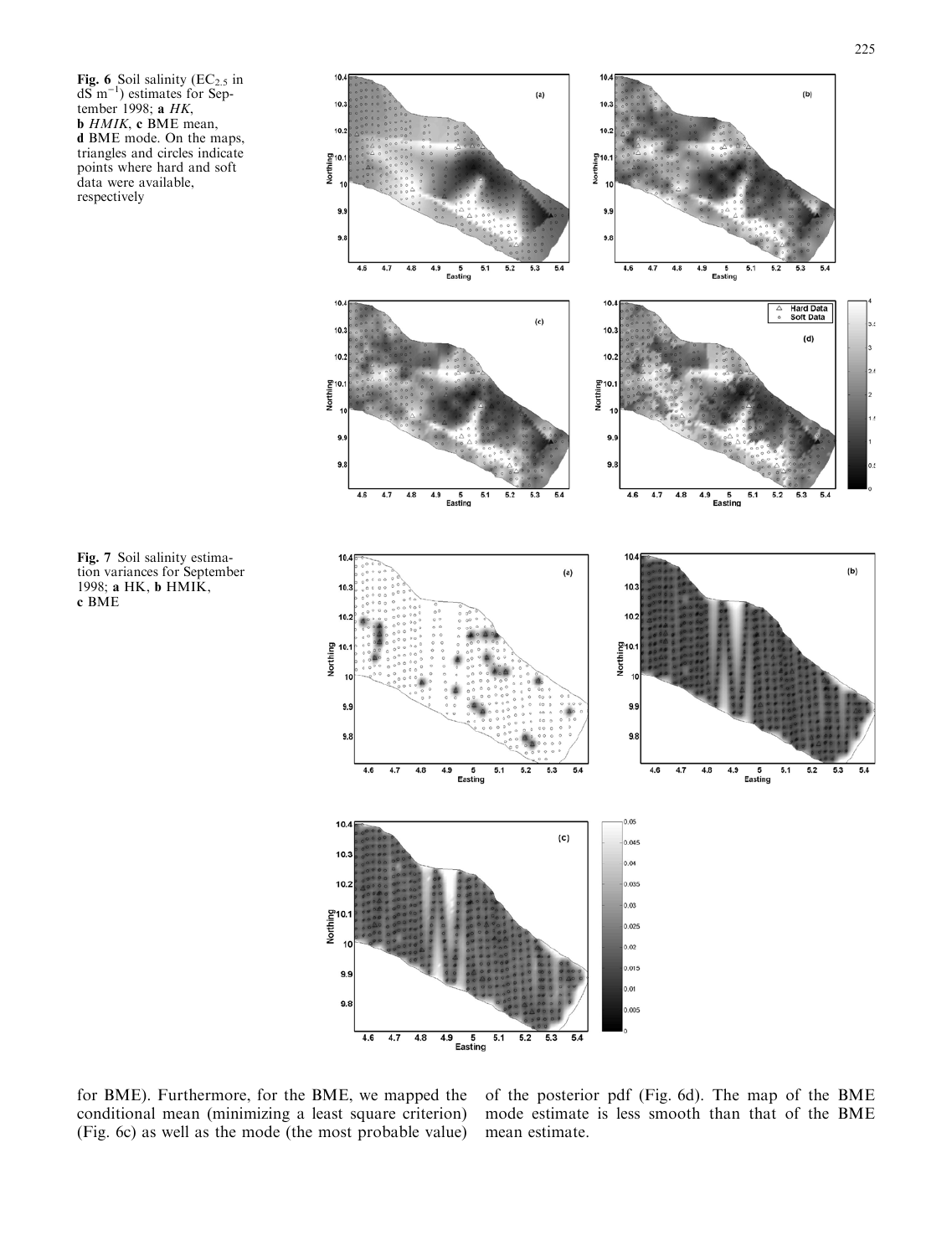**Fig. 6** Soil salinity ($EC_{2.5}$ in $dS\ m^{-1}$) estimates for September 1998; **a** *HK*, **b** *HMIK*, **c** BME mean, **d** BME mode. On the maps, triangles and circles indicate points where hard and soft data were available, respectively

**Fig. 7** Soil salinity estimation variances for September 1998; **a** HK, **b** HMIK, **c** BME

for BME). Furthermore, for the BME, we mapped the conditional mean (minimizing a least square criterion) (Fig. 6c) as well as the mode (the most probable value) of the posterior pdf (Fig. 6d). The map of the BME mode estimate is less smooth than that of the BME mean estimate.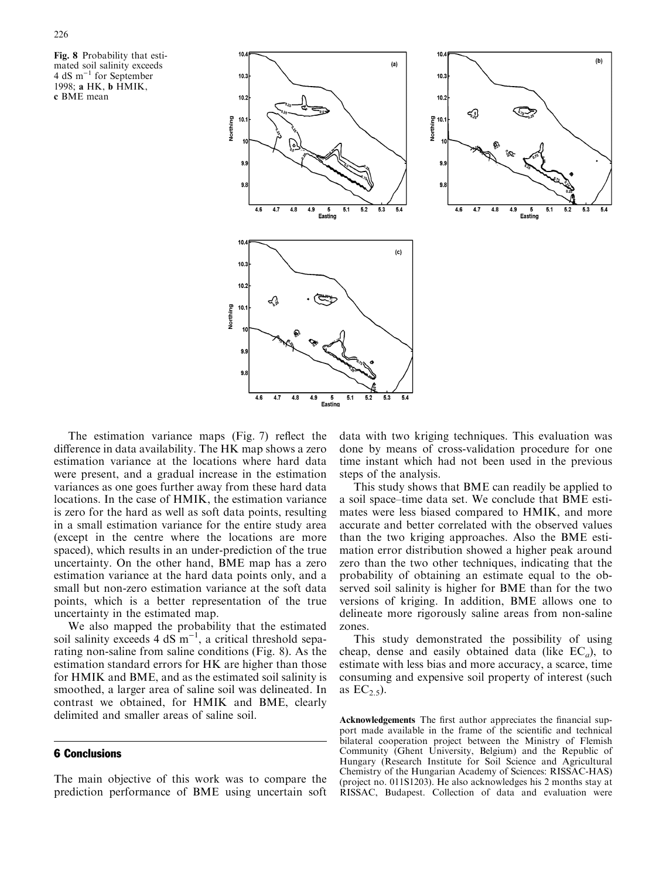Fig. 8 Probability that estimated soil salinity exceeds 4 dS $m^{-1}$ for September 1998; **a** HK, **b** HMIK, **c** BME mean

(a)
(b)
(c)
Northing
Easting
10.4
10.3
10.2
10.1
10
9.9
9.8
4.6 4.7 4.8 4.9 5 5.1 5.2 5.3 5.4

The estimation variance maps (Fig. 7) reflect the difference in data availability. The HK map shows a zero estimation variance at the locations where hard data were present, and a gradual increase in the estimation variances as one goes further away from these hard data locations. In the case of HMIK, the estimation variance is zero for the hard as well as soft data points, resulting in a small estimation variance for the entire study area (except in the centre where the locations are more spaced), which results in an under-prediction of the true uncertainty. On the other hand, BME map has a zero estimation variance at the hard data points only, and a small but non-zero estimation variance at the soft data points, which is a better representation of the true uncertainty in the estimated map.

We also mapped the probability that the estimated soil salinity exceeds 4 dS $m^{-1}$, a critical threshold separating non-saline from saline conditions (Fig. 8). As the estimation standard errors for HK are higher than those for HMIK and BME, and as the estimated soil salinity is smoothed, a larger area of saline soil was delineated. In contrast we obtained, for HMIK and BME, clearly delimited and smaller areas of saline soil.

## 6 Conclusions

The main objective of this work was to compare the prediction performance of BME using uncertain soft data with two kriging techniques. This evaluation was done by means of cross-validation procedure for one time instant which had not been used in the previous steps of the analysis.

This study shows that BME can readily be applied to a soil space–time data set. We conclude that BME estimates were less biased compared to HMIK, and more accurate and better correlated with the observed values than the two kriging approaches. Also the BME estimation error distribution showed a higher peak around zero than the two other techniques, indicating that the probability of obtaining an estimate equal to the observed soil salinity is higher for BME than for the two versions of kriging. In addition, BME allows one to delineate more rigorously saline areas from non-saline zones.

This study demonstrated the possibility of using cheap, dense and easily obtained data (like $EC_a$), to estimate with less bias and more accuracy, a scarce, time consuming and expensive soil property of interest (such as $EC_{2.5}$).

**Acknowledgements** The first author appreciates the financial support made available in the frame of the scientific and technical bilateral cooperation project between the Ministry of Flemish Community (Ghent University, Belgium) and the Republic of Hungary (Research Institute for Soil Science and Agricultural Chemistry of the Hungarian Academy of Sciences: RISSAC-HAS) (project no. 011S1203). He also acknowledges his 2 months stay at RISSAC, Budapest. Collection of data and evaluation were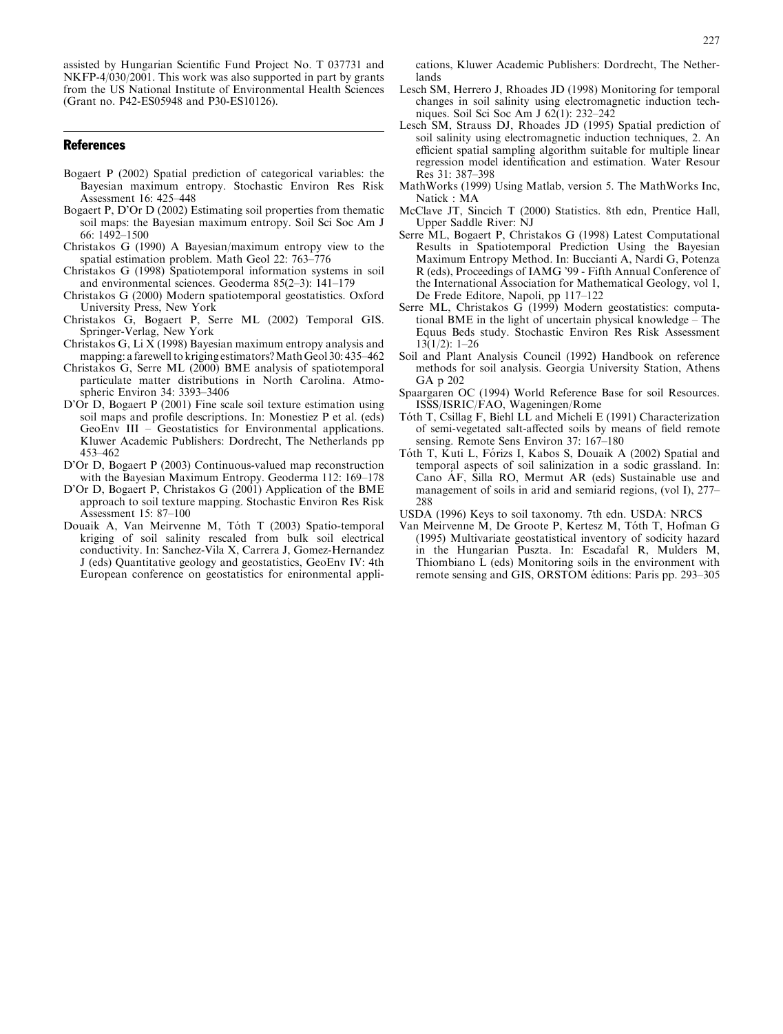assisted by Hungarian Scientific Fund Project No. T 037731 and NKFP-4/030/2001. This work was also supported in part by grants from the US National Institute of Environmental Health Sciences (Grant no. P42-ES05948 and P30-ES10126).

## References

Bogaert P (2002) Spatial prediction of categorical variables: the Bayesian maximum entropy. Stochastic Environ Res Risk Assessment 16: 425–448

Bogaert P, D'Or D (2002) Estimating soil properties from thematic soil maps: the Bayesian maximum entropy. Soil Sci Soc Am J 66: 1492–1500

Christakos G (1990) A Bayesian/maximum entropy view to the spatial estimation problem. Math Geol 22: 763–776

Christakos G (1998) Spatiotemporal information systems in soil and environmental sciences. Geoderma 85(2–3): 141–179

Christakos G (2000) Modern spatiotemporal geostatistics. Oxford University Press, New York

Christakos G, Bogaert P, Serre ML (2002) Temporal GIS. Springer-Verlag, New York

Christakos G, Li X (1998) Bayesian maximum entropy analysis and mapping: a farewell to kriging estimators? Math Geol 30: 435–462

Christakos G, Serre ML (2000) BME analysis of spatiotemporal particulate matter distributions in North Carolina. Atmospheric Environ 34: 3393–3406

D'Or D, Bogaert P (2001) Fine scale soil texture estimation using soil maps and profile descriptions. In: Monestiez P et al. (eds) GeoEnv III – Geostatistics for Environmental applications. Kluwer Academic Publishers: Dordrecht, The Netherlands pp 453–462

D'Or D, Bogaert P (2003) Continuous-valued map reconstruction with the Bayesian Maximum Entropy. Geoderma 112: 169–178

D'Or D, Bogaert P, Christakos G (2001) Application of the BME approach to soil texture mapping. Stochastic Environ Res Risk Assessment 15: 87–100

Douaik A, Van Meirvenne M, Tóth T (2003) Spatio-temporal kriging of soil salinity rescaled from bulk soil electrical conductivity. In: Sanchez-Vila X, Carrera J, Gomez-Hernandez J (eds) Quantitative geology and geostatistics, GeoEnv IV: 4th European conference on geostatistics for enironmental applications, Kluwer Academic Publishers: Dordrecht, The Netherlands

Lesch SM, Herrero J, Rhoades JD (1998) Monitoring for temporal changes in soil salinity using electromagnetic induction techniques. Soil Sci Soc Am J 62(1): 232–242

Lesch SM, Strauss DJ, Rhoades JD (1995) Spatial prediction of soil salinity using electromagnetic induction techniques, 2. An efficient spatial sampling algorithm suitable for multiple linear regression model identification and estimation. Water Resour Res 31: 387–398

MathWorks (1999) Using Matlab, version 5. The MathWorks Inc, Natick : MA

McClave JT, Sincich T (2000) Statistics. 8th edn, Prentice Hall, Upper Saddle River: NJ

Serre ML, Bogaert P, Christakos G (1998) Latest Computational Results in Spatiotemporal Prediction Using the Bayesian Maximum Entropy Method. In: Buccianti A, Nardi G, Potenza R (eds), Proceedings of IAMG '99 - Fifth Annual Conference of the International Association for Mathematical Geology, vol 1, De Frede Editore, Napoli, pp 117–122

Serre ML, Christakos G (1999) Modern geostatistics: computational BME in the light of uncertain physical knowledge – The Equus Beds study. Stochastic Environ Res Risk Assessment 13(1/2): 1–26

Soil and Plant Analysis Council (1992) Handbook on reference methods for soil analysis. Georgia University Station, Athens GA p 202

Spaargaren OC (1994) World Reference Base for soil Resources. ISSS/ISRIC/FAO, Wageningen/Rome

Tóth T, Csillag F, Biehl LL and Micheli E (1991) Characterization of semi-vegetated salt-affected soils by means of field remote sensing. Remote Sens Environ 37: 167–180

Tóth T, Kuti L, Fórizs I, Kabos S, Douaik A (2002) Spatial and temporal aspects of soil salinization in a sodic grassland. In: Cano ÁF, Silla RO, Mermut AR (eds) Sustainable use and management of soils in arid and semiarid regions, (vol I), 277–288

USDA (1996) Keys to soil taxonomy. 7th edn. USDA: NRCS

Van Meirvenne M, De Groote P, Kertesz M, Tóth T, Hofman G (1995) Multivariate geostatistical inventory of sodicity hazard in the Hungarian Puszta. In: Escadafal R, Mulders M, Thiombiano L (eds) Monitoring soils in the environment with remote sensing and GIS, ORSTOM éditions: Paris pp. 293–305